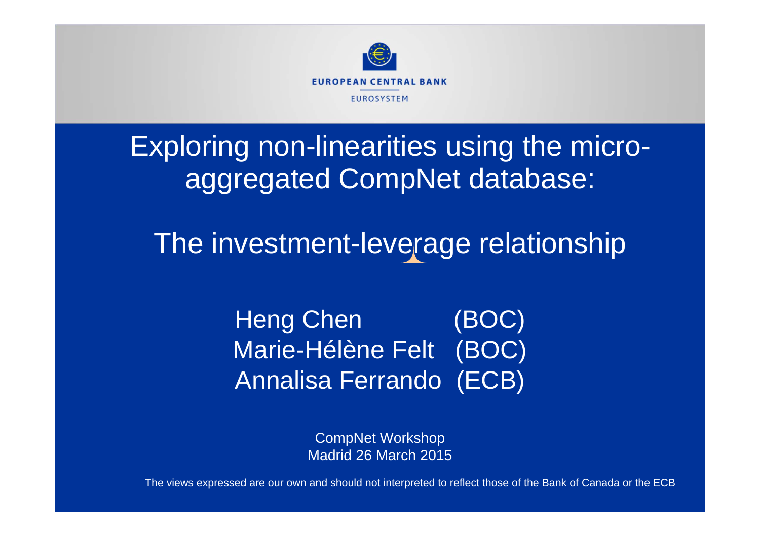EUROPEAN CENTRAL BANK

EUROSYSTEM

# Exploring non-linearities using the micro-aggregated CompNet database:

# The investment-leverage relationship

Heng Chen (BOC)
Marie-Hélène Felt (BOC)
Annalisa Ferrando (ECB)

CompNet Workshop
Madrid 26 March 2015

The views expressed are our own and should not interpreted to reflect those of the Bank of Canada or the ECB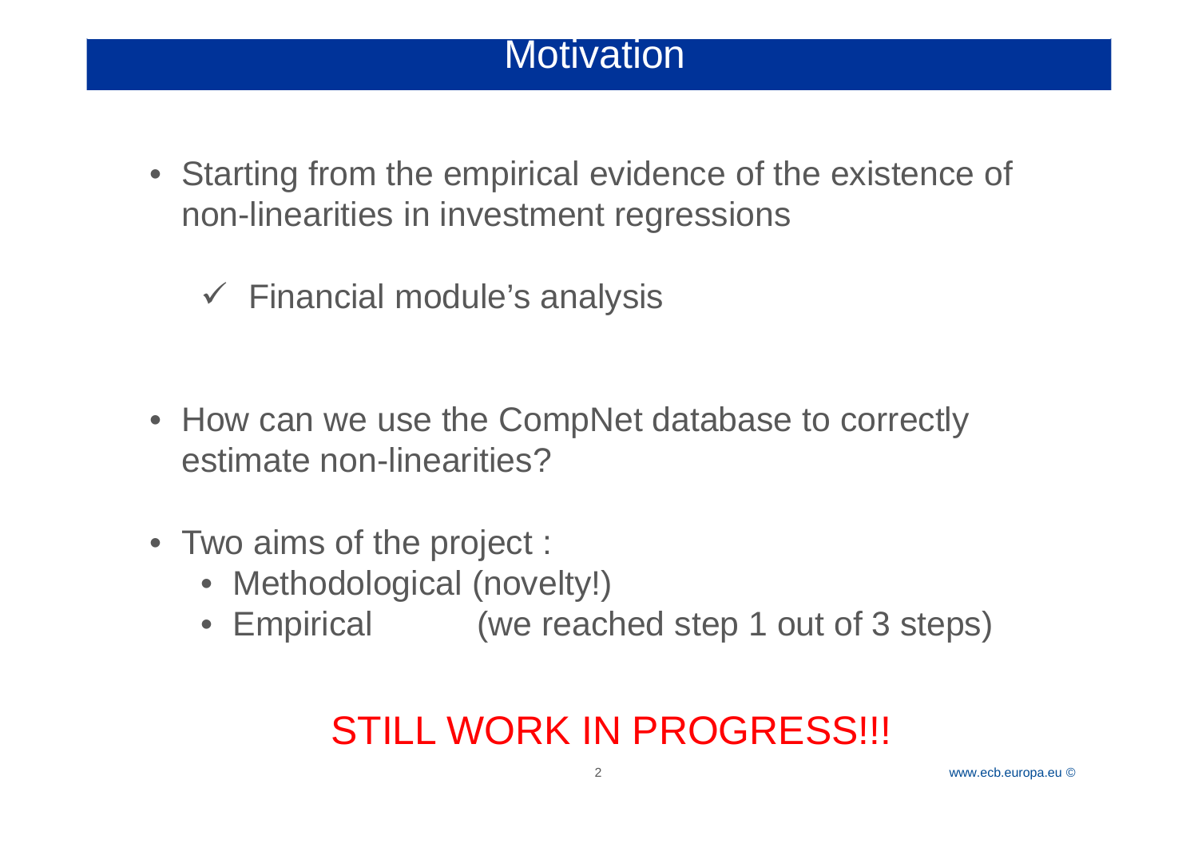# Motivation

- Starting from the empirical evidence of the existence of non-linearities in investment regressions
  - ✓ Financial module's analysis

- How can we use the CompNet database to correctly estimate non-linearities?

- Two aims of the project :
  - Methodological (novelty!)
  - Empirical (we reached step 1 out of 3 steps)

STILL WORK IN PROGRESS!!!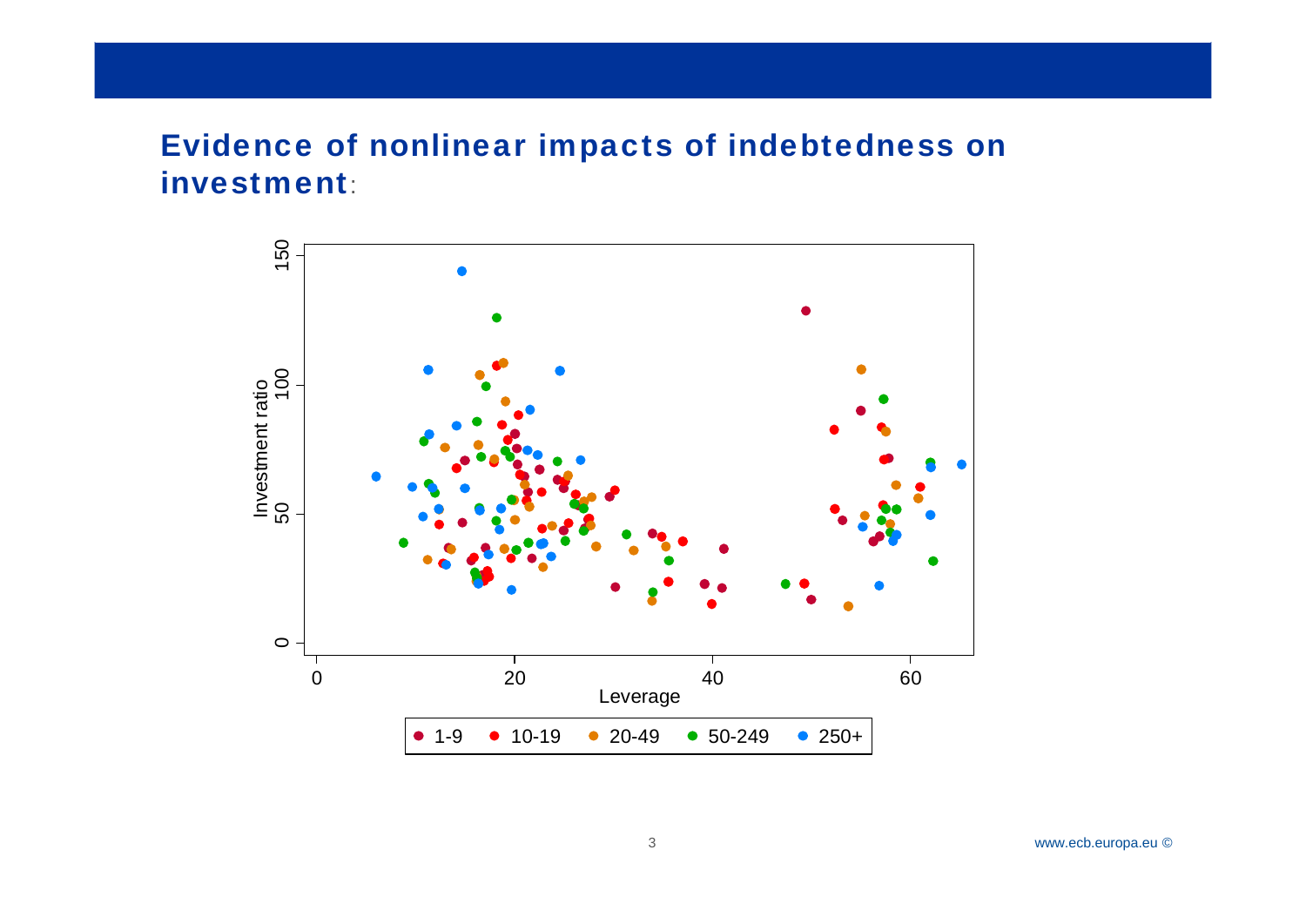## Evidence of nonlinear impacts of indebtedness on investment: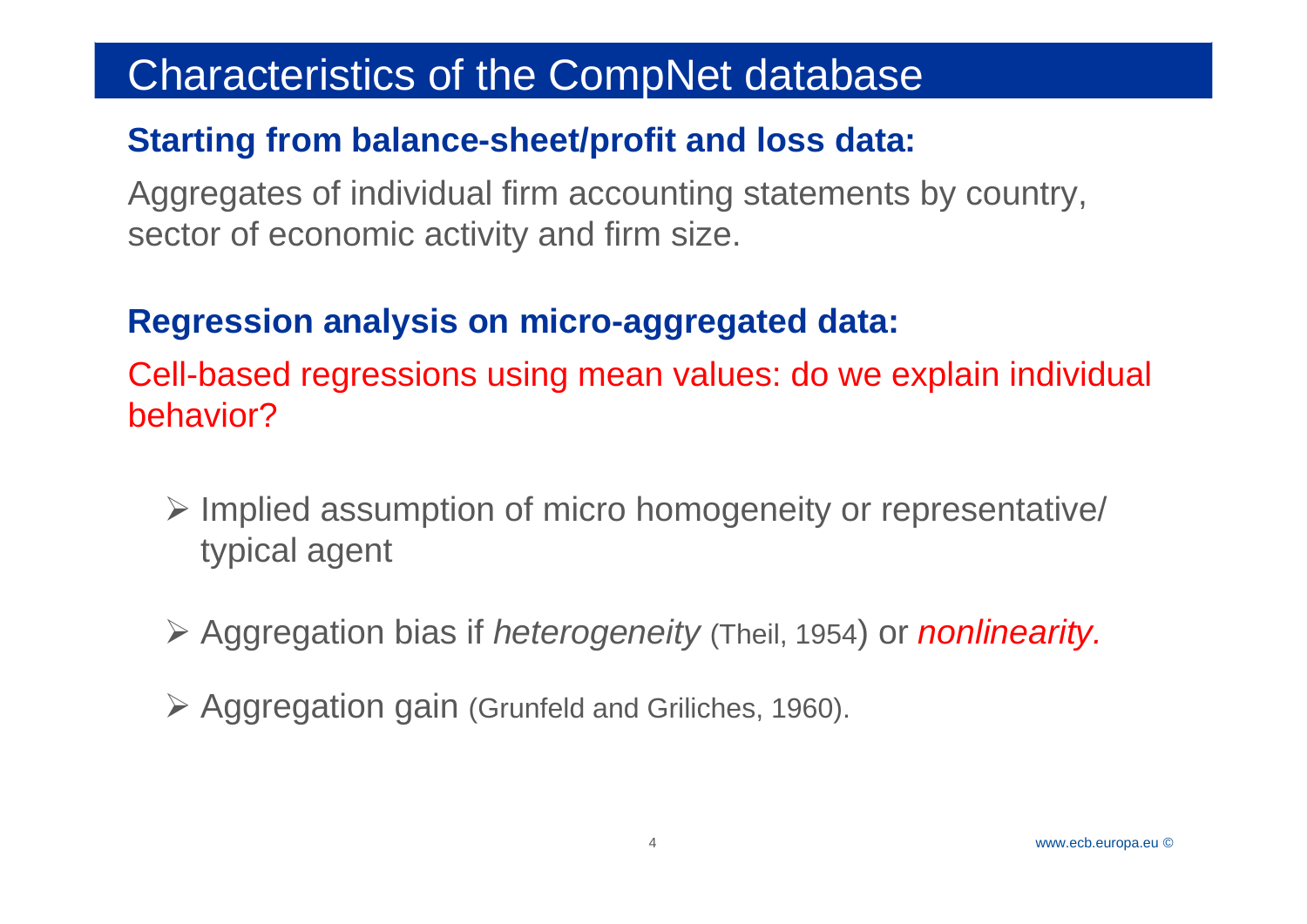# Characteristics of the CompNet database

**Starting from balance-sheet/profit and loss data:**

Aggregates of individual firm accounting statements by country, sector of economic activity and firm size.

**Regression analysis on micro-aggregated data:**

Cell-based regressions using mean values: do we explain individual behavior?

- Implied assumption of micro homogeneity or representative/ typical agent
- Aggregation bias if *heterogeneity* (Theil, 1954) or *nonlinearity.*
- Aggregation gain (Grunfeld and Griliches, 1960).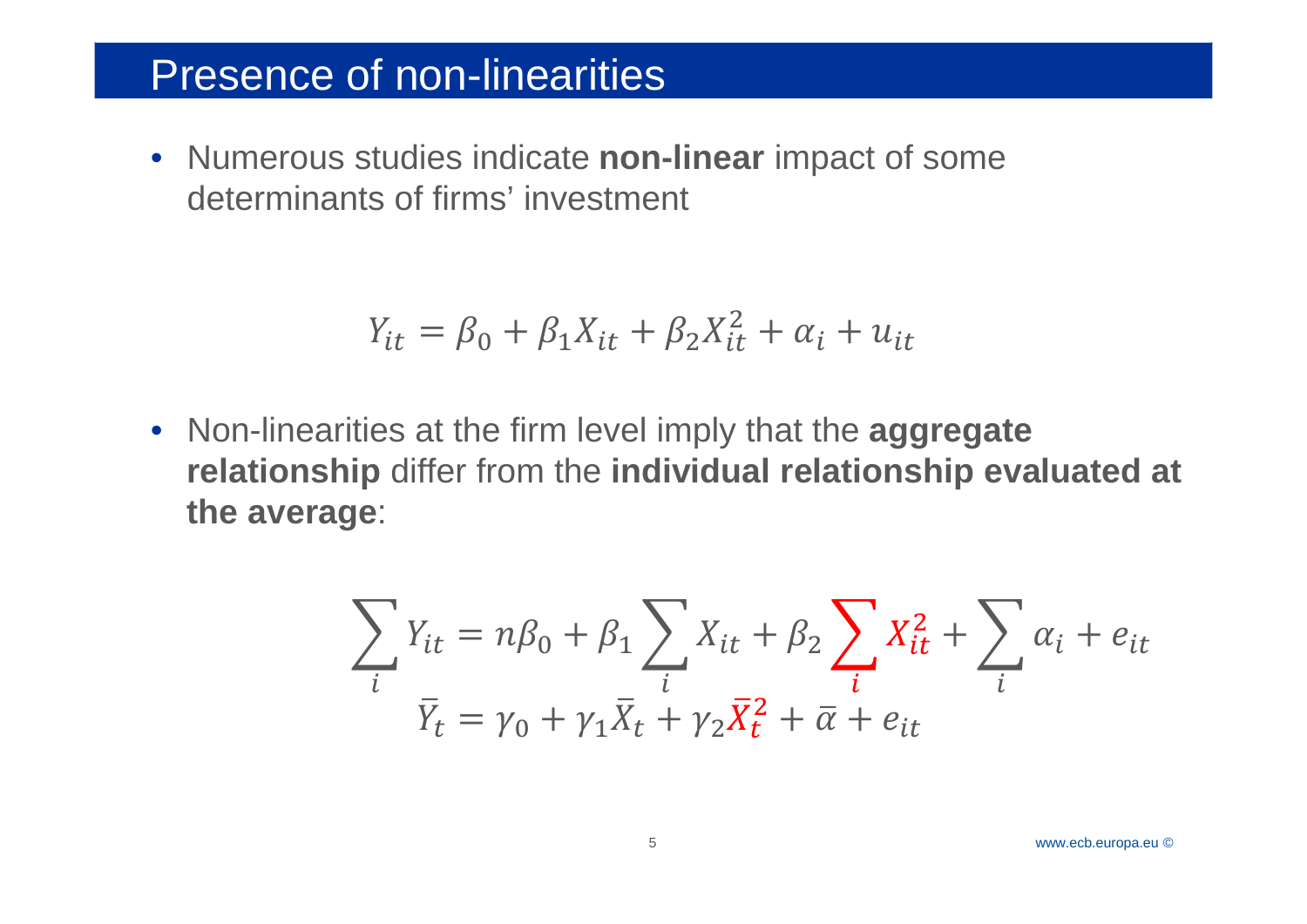# Presence of non-linearities

- Numerous studies indicate **non-linear** impact of some determinants of firms' investment

$$Y_{it} = \beta_0 + \beta_1 X_{it} + \beta_2 X_{it}^2 + \alpha_i + u_{it}$$

- Non-linearities at the firm level imply that the **aggregate relationship** differ from the **individual relationship evaluated at the average**:

$$\sum_i Y_{it} = n\beta_0 + \beta_1 \sum_i X_{it} + \beta_2 \sum_i X_{it}^2 + \sum_i \alpha_i + e_{it}$$

$$\bar{Y}_t = \gamma_0 + \gamma_1 \bar{X}_t + \gamma_2 \bar{X}_t^2 + \bar{\alpha} + e_{it}$$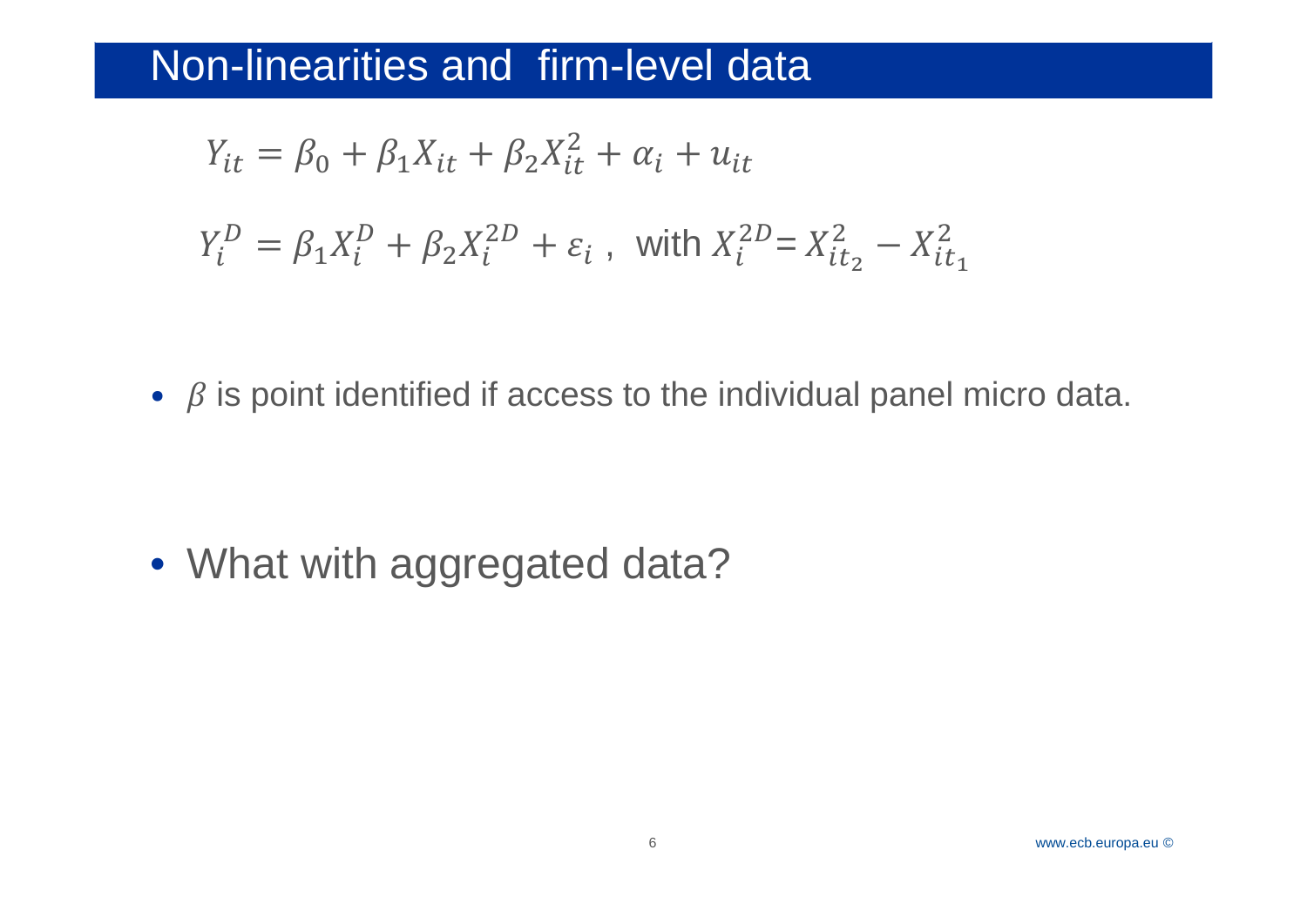# Non-linearities and firm-level data

$$Y_{it} = \beta_0 + \beta_1 X_{it} + \beta_2 X_{it}^2 + \alpha_i + u_{it}$$

$$Y_i^D = \beta_1 X_i^D + \beta_2 X_i^{2D} + \varepsilon_i \text{ , with } X_i^{2D} = X_{it_2}^2 - X_{it_1}^2$$

- $\beta$ is point identified if access to the individual panel micro data.

- What with aggregated data?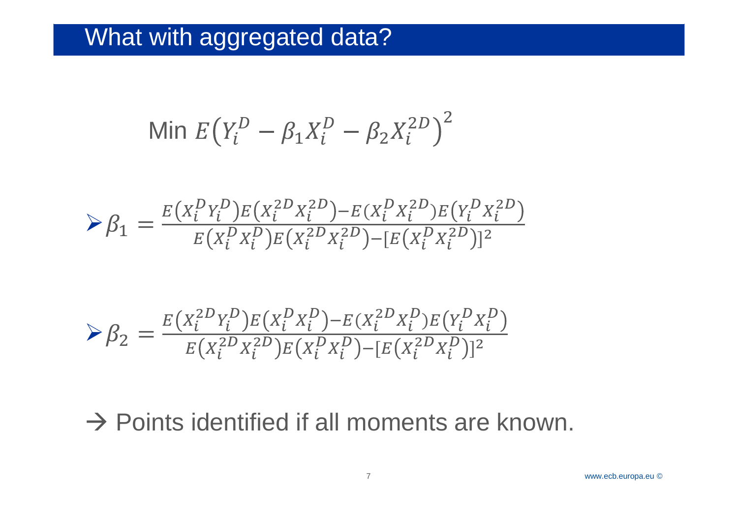# What with aggregated data?

$$\text{Min } E\left(Y_i^D - \beta_1 X_i^D - \beta_2 X_i^{2D}\right)^2$$

- $\beta_1 = \dfrac{E\left(X_i^D Y_i^D\right)E\left(X_i^{2D} X_i^{2D}\right) - E(X_i^D X_i^{2D})E\left(Y_i^D X_i^{2D}\right)}{E\left(X_i^D X_i^D\right)E\left(X_i^{2D} X_i^{2D}\right) - [E\left(X_i^D X_i^{2D}\right)]^2}$

- $\beta_2 = \dfrac{E\left(X_i^{2D} Y_i^D\right)E\left(X_i^D X_i^D\right) - E(X_i^{2D} X_i^D)E\left(Y_i^D X_i^D\right)}{E\left(X_i^{2D} X_i^{2D}\right)E\left(X_i^D X_i^D\right) - [E\left(X_i^{2D} X_i^D\right)]^2}$

→ Points identified if all moments are known.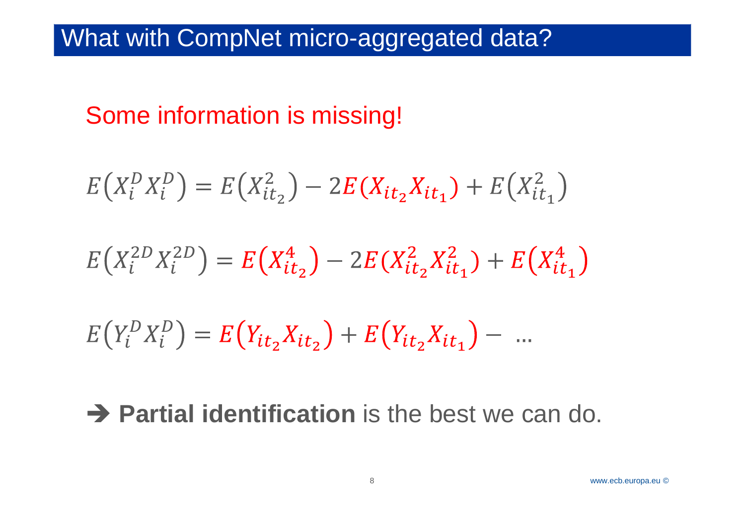# What with CompNet micro-aggregated data?

Some information is missing!

$$E\left(X_i^D X_i^D\right) = E\left(X_{it_2}^2\right) - 2E\left(X_{it_2} X_{it_1}\right) + E\left(X_{it_1}^2\right)$$

$$E\left(X_i^{2D} X_i^{2D}\right) = E\left(X_{it_2}^4\right) - 2E\left(X_{it_2}^2 X_{it_1}^2\right) + E\left(X_{it_1}^4\right)$$

$$E\left(Y_i^D X_i^D\right) = E\left(Y_{it_2} X_{it_2}\right) + E\left(Y_{it_2} X_{it_1}\right) - \ \ldots$$

➔ **Partial identification** is the best we can do.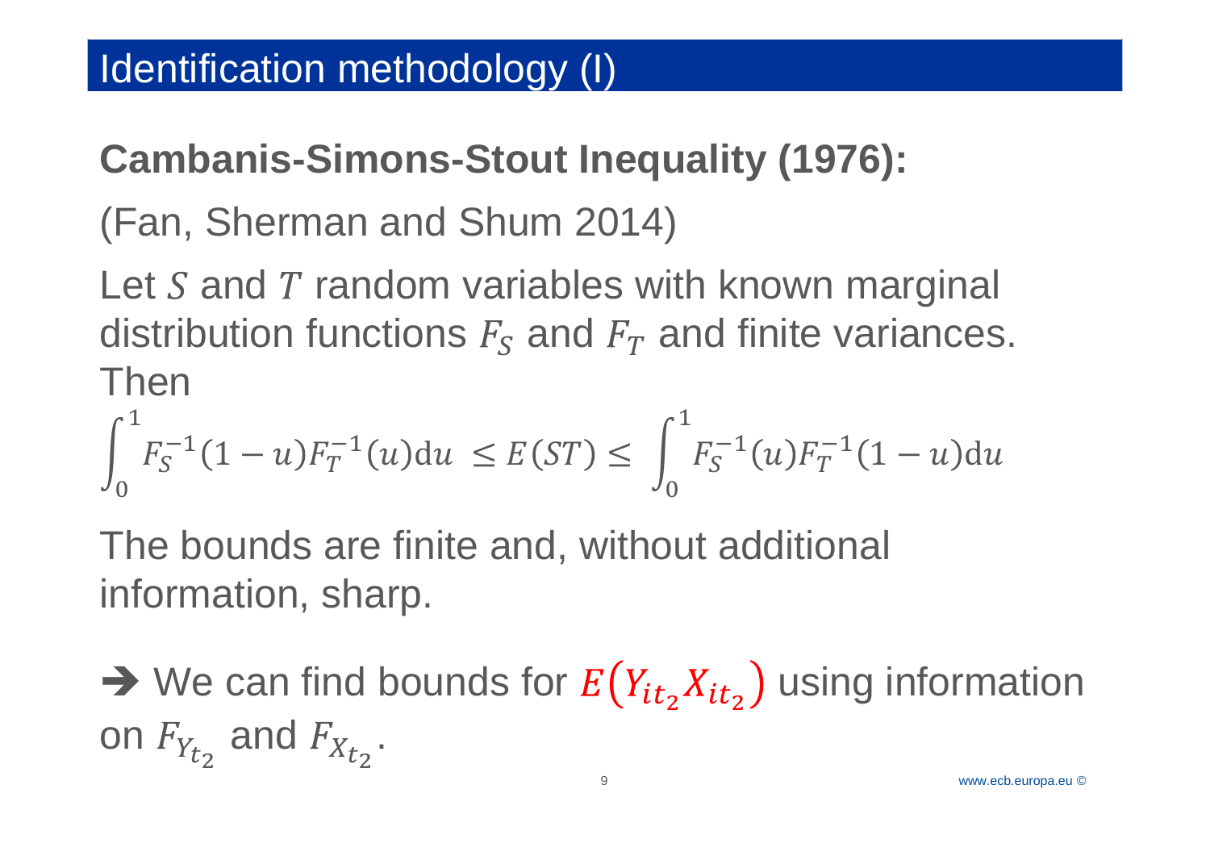# Identification methodology (I)

**Cambanis-Simons-Stout Inequality (1976):**

(Fan, Sherman and Shum 2014)

Let $S$ and $T$ random variables with known marginal distribution functions $F_S$ and $F_T$ and finite variances. Then

$$\int_0^1 F_S^{-1}(1-u)F_T^{-1}(u)\mathrm{d}u \leq E(ST) \leq \int_0^1 F_S^{-1}(u)F_T^{-1}(1-u)\mathrm{d}u$$

The bounds are finite and, without additional information, sharp.

➔ We can find bounds for $E\left(Y_{it_2}X_{it_2}\right)$ using information on $F_{Y_{t_2}}$ and $F_{X_{t_2}}$.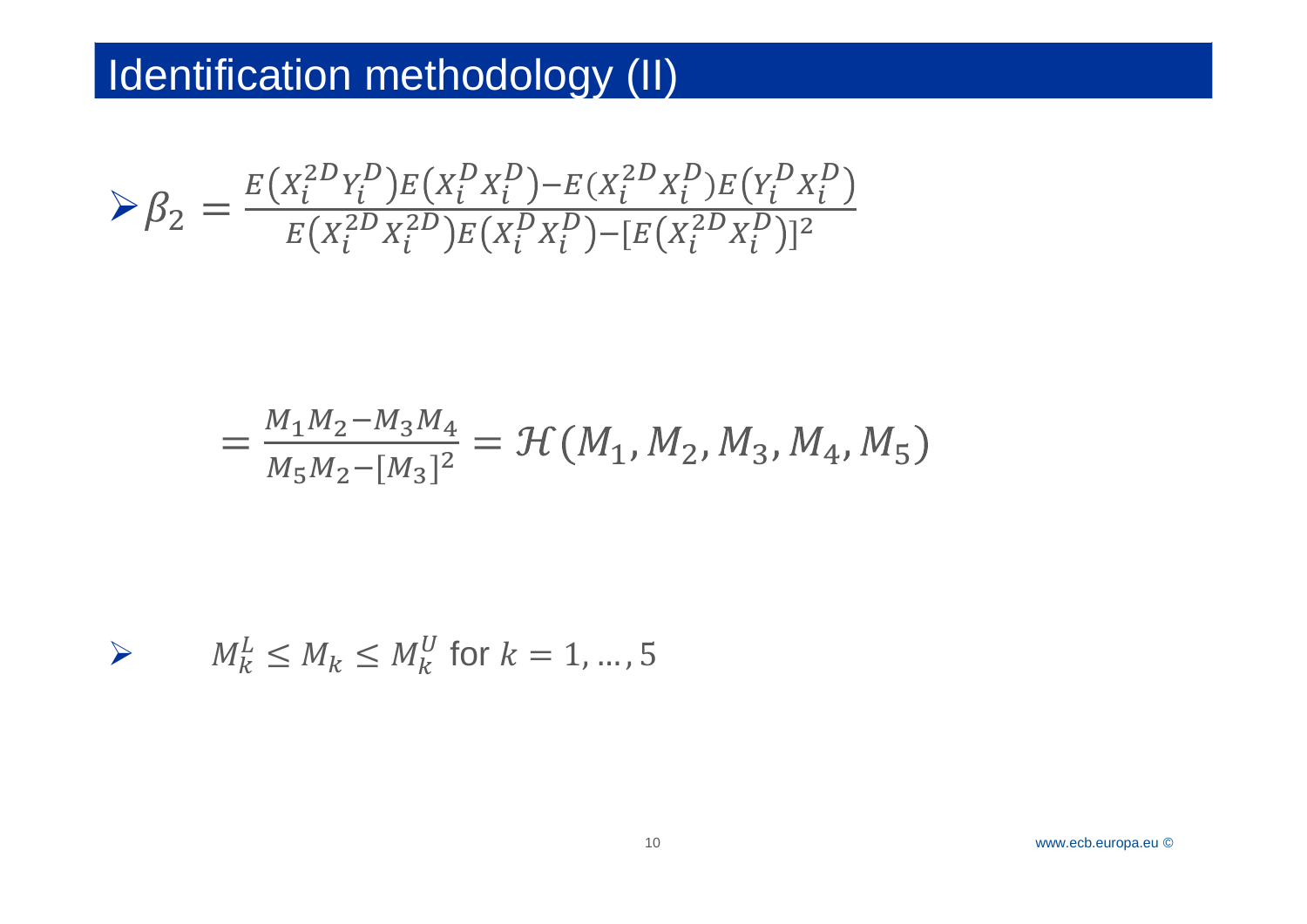# Identification methodology (II)

- $$\beta_2 = \frac{E\left(X_i^{2D} Y_i^{D}\right) E\left(X_i^{D} X_i^{D}\right) - E(X_i^{2D} X_i^{D}) E\left(Y_i^{D} X_i^{D}\right)}{E\left(X_i^{2D} X_i^{2D}\right) E\left(X_i^{D} X_i^{D}\right) - [E\left(X_i^{2D} X_i^{D}\right)]^2}$$

$$= \frac{M_1 M_2 - M_3 M_4}{M_5 M_2 - [M_3]^2} = \mathcal{H}(M_1, M_2, M_3, M_4, M_5)$$

- $M_k^L \leq M_k \leq M_k^U$ for $k = 1, \ldots, 5$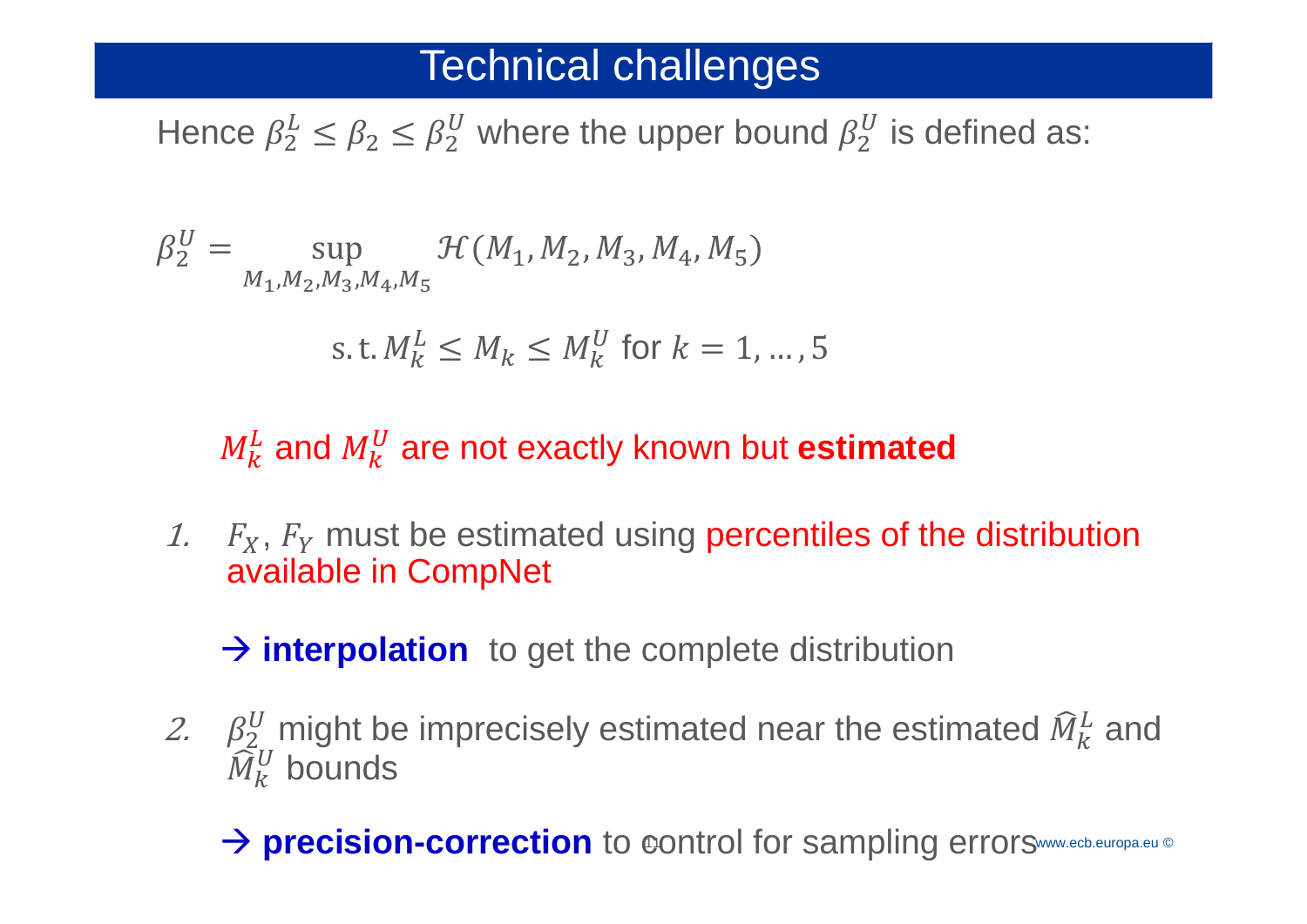# Technical challenges

Hence $\beta_2^L \leq \beta_2 \leq \beta_2^U$ where the upper bound $\beta_2^U$ is defined as:

$$\beta_2^U = \sup_{M_1, M_2, M_3, M_4, M_5} \mathcal{H}(M_1, M_2, M_3, M_4, M_5)$$

$$\text{s.t.}\, M_k^L \leq M_k \leq M_k^U \text{ for } k = 1, \dots, 5$$

$M_k^L$ and $M_k^U$ are not exactly known but **estimated**

1. $F_X$, $F_Y$ must be estimated using percentiles of the distribution available in CompNet

   → **interpolation** to get the complete distribution

2. $\beta_2^U$ might be imprecisely estimated near the estimated $\widehat{M}_k^L$ and $\widehat{M}_k^U$ bounds

   → **precision-correction** to control for sampling errors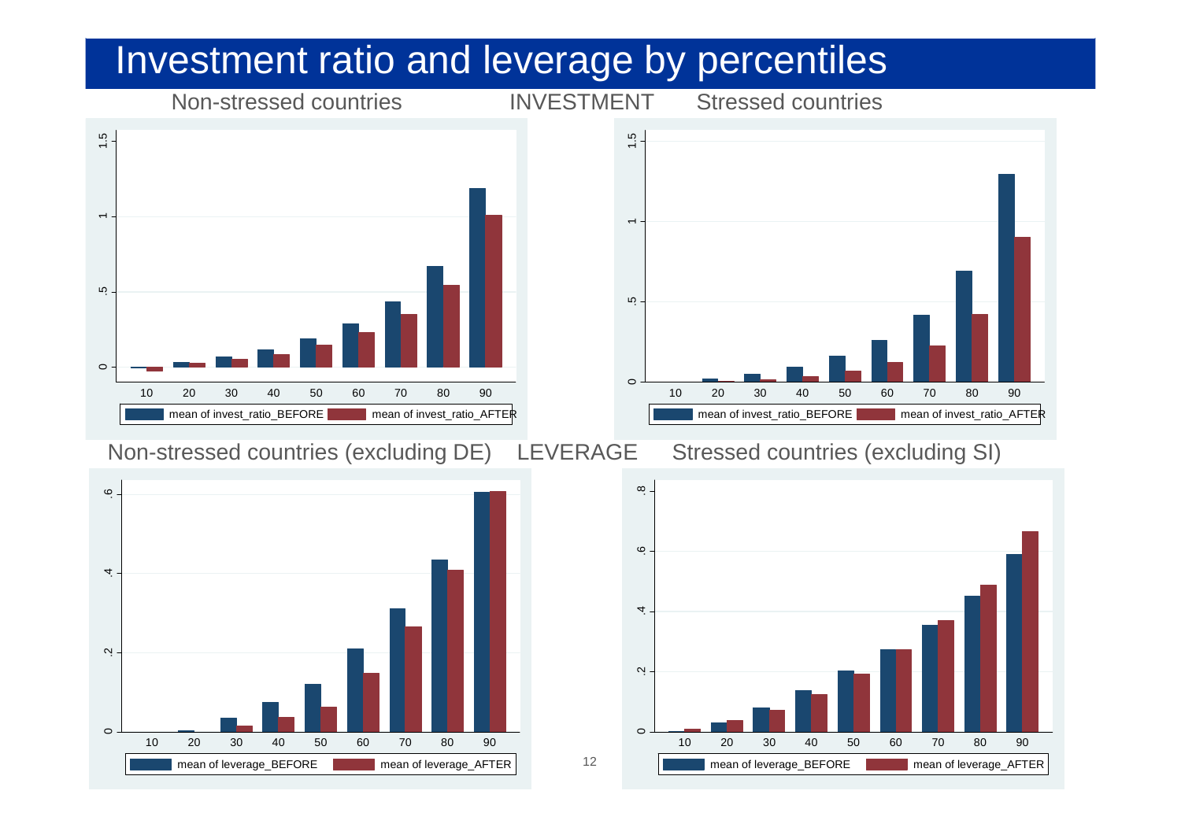# Investment ratio and leverage by percentiles

INVESTMENT

Non-stressed countries

Stressed countries

LEVERAGE

Non-stressed countries (excluding DE)

Stressed countries (excluding SI)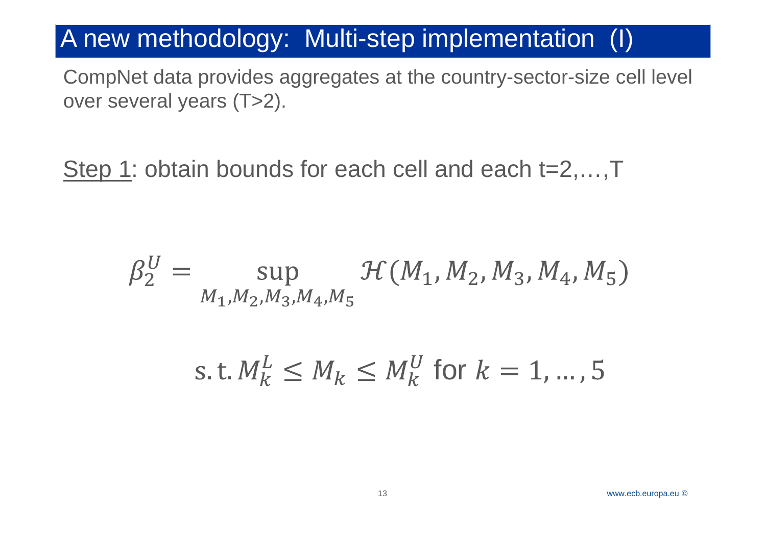# A new methodology: Multi-step implementation (I)

CompNet data provides aggregates at the country-sector-size cell level over several years (T>2).

Step 1: obtain bounds for each cell and each t=2,…,T

$$\beta_2^U = \sup_{M_1, M_2, M_3, M_4, M_5} \mathcal{H}(M_1, M_2, M_3, M_4, M_5)$$

$$\text{s.t.}\, M_k^L \leq M_k \leq M_k^U \text{ for } k = 1, \dots, 5$$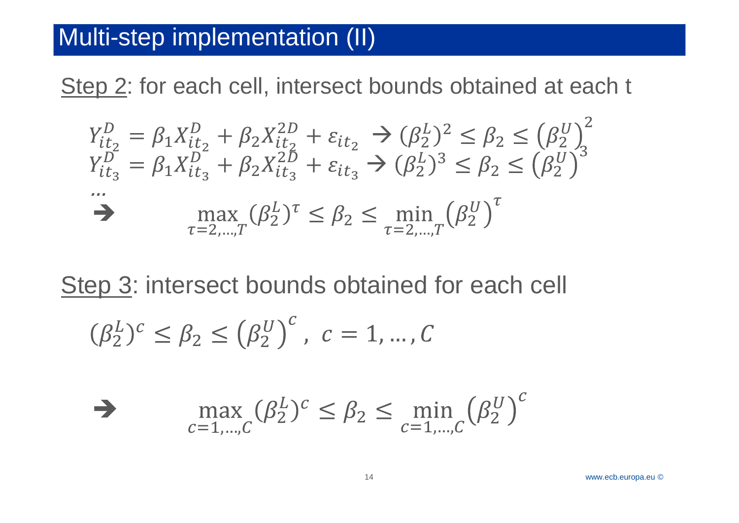# Multi-step implementation (II)

Step 2: for each cell, intersect bounds obtained at each t

$$Y_{it_2}^{D} = \beta_1 X_{it_2}^{D} + \beta_2 X_{it_2}^{2D} + \varepsilon_{it_2} \rightarrow (\beta_2^L)^2 \leq \beta_2 \leq \left(\beta_2^U\right)^2$$

$$Y_{it_3}^{D} = \beta_1 X_{it_3}^{D} + \beta_2 X_{it_3}^{2D} + \varepsilon_{it_3} \rightarrow (\beta_2^L)^3 \leq \beta_2 \leq \left(\beta_2^U\right)^3$$

$\dots$

$$\rightarrow \quad \max_{\tau=2,\dots,T} (\beta_2^L)^\tau \leq \beta_2 \leq \min_{\tau=2,\dots,T} \left(\beta_2^U\right)^\tau$$

Step 3: intersect bounds obtained for each cell

$$(\beta_2^L)^c \leq \beta_2 \leq \left(\beta_2^U\right)^c, \; c = 1, \dots, C$$

$$\rightarrow \quad \max_{c=1,\dots,C} (\beta_2^L)^c \leq \beta_2 \leq \min_{c=1,\dots,C} \left(\beta_2^U\right)^c$$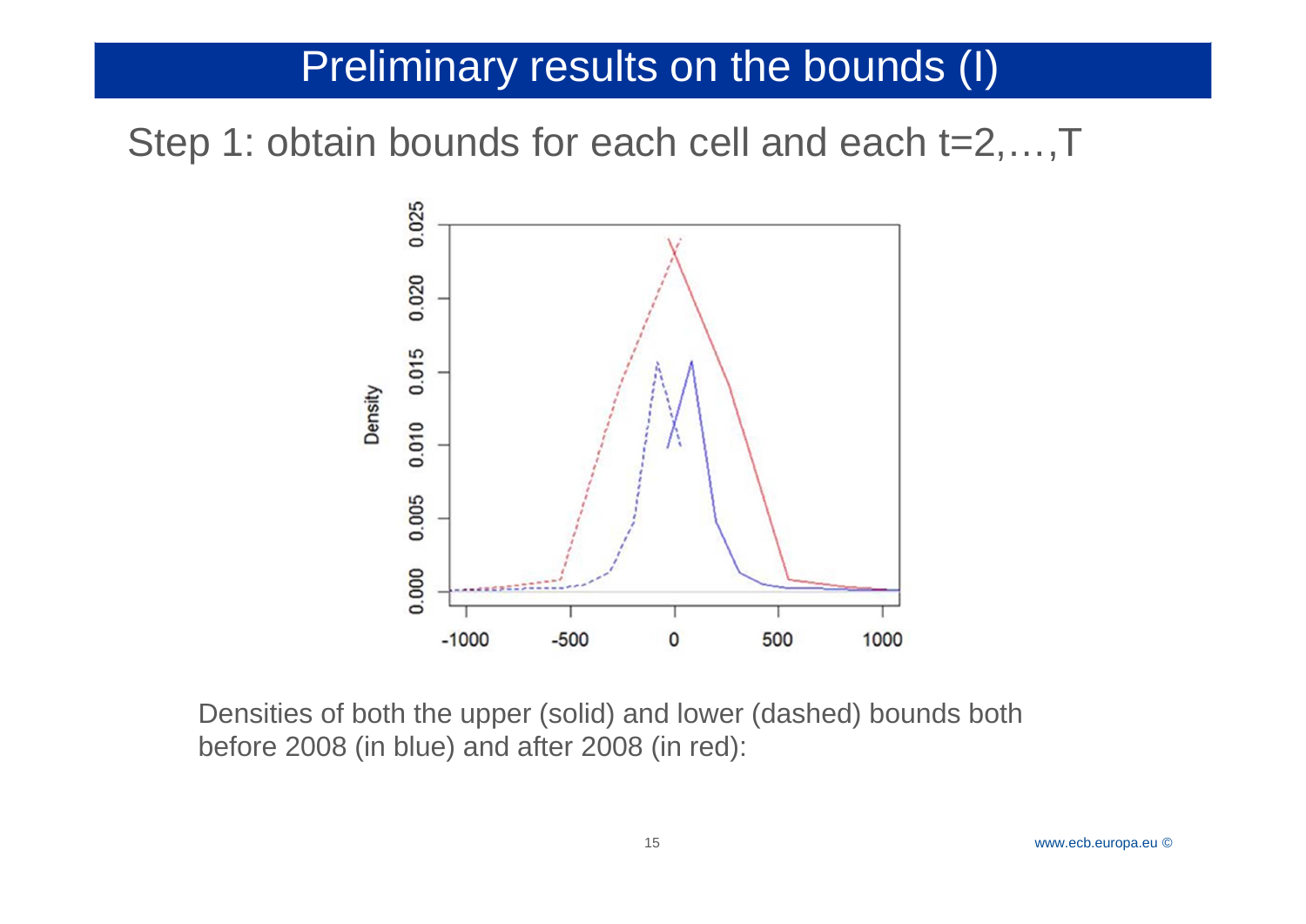# Preliminary results on the bounds (I)

Step 1: obtain bounds for each cell and each t=2,…,T

Densities of both the upper (solid) and lower (dashed) bounds both before 2008 (in blue) and after 2008 (in red):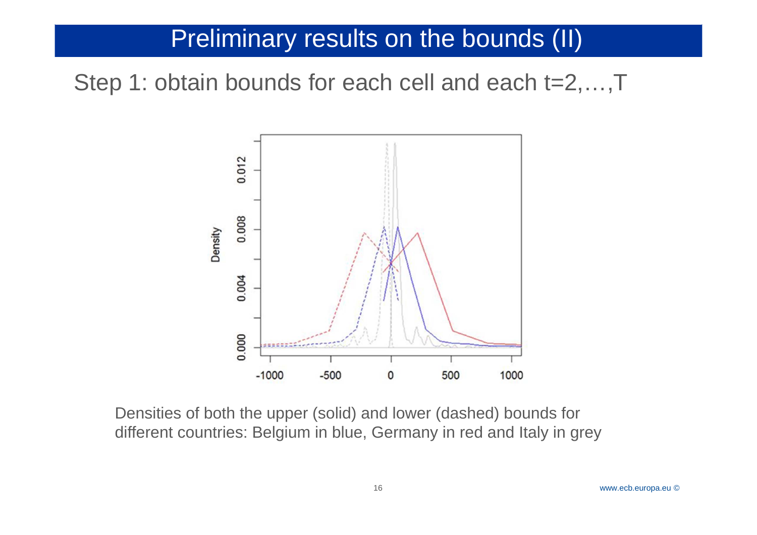# Preliminary results on the bounds (II)

Step 1: obtain bounds for each cell and each t=2,…,T

Densities of both the upper (solid) and lower (dashed) bounds for different countries: Belgium in blue, Germany in red and Italy in grey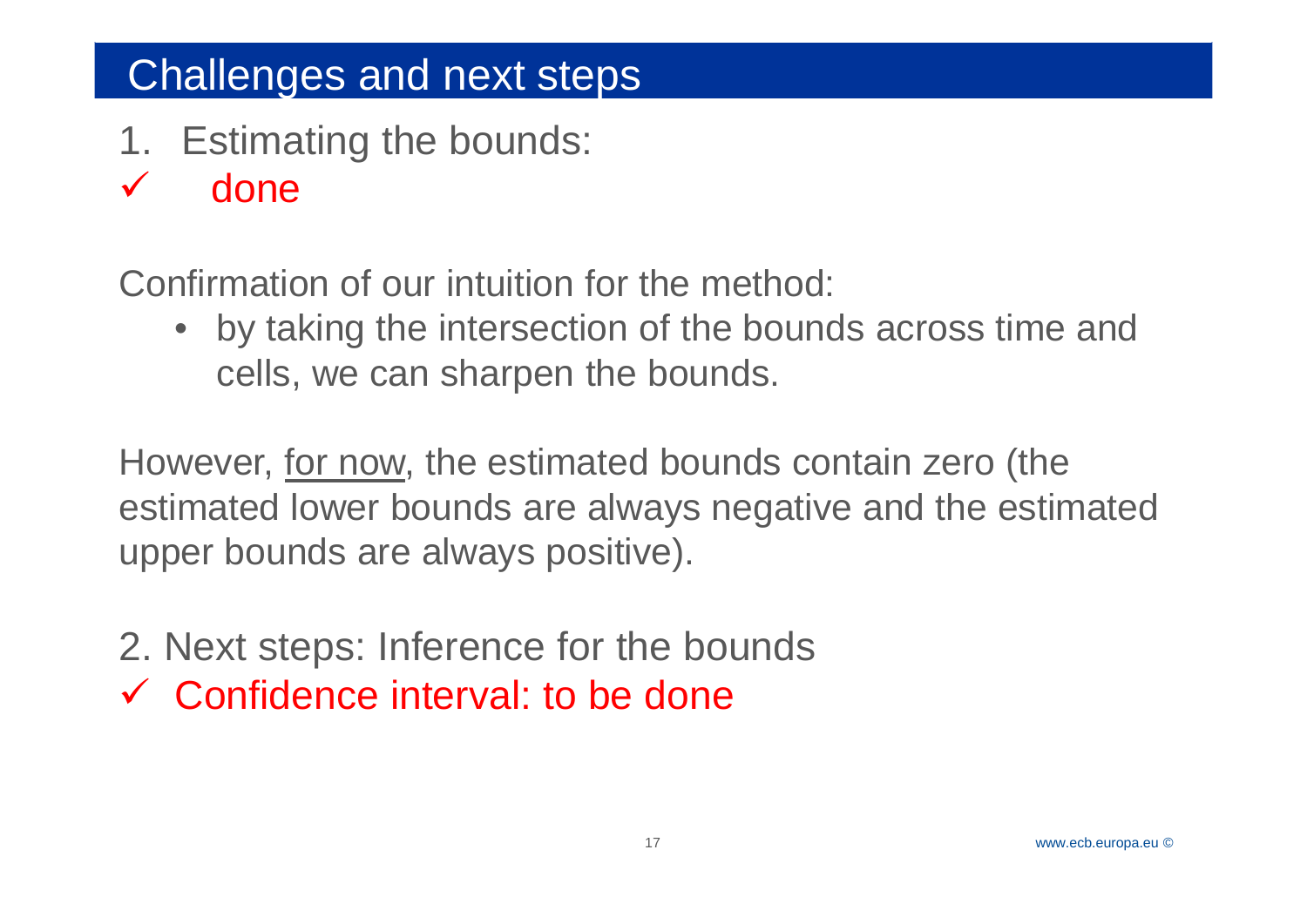# Challenges and next steps

1. Estimating the bounds:

✓ done

Confirmation of our intuition for the method:

- by taking the intersection of the bounds across time and cells, we can sharpen the bounds.

However, <u>for now</u>, the estimated bounds contain zero (the estimated lower bounds are always negative and the estimated upper bounds are always positive).

2. Next steps: Inference for the bounds

✓ Confidence interval: to be done

www.ecb.europa.eu ©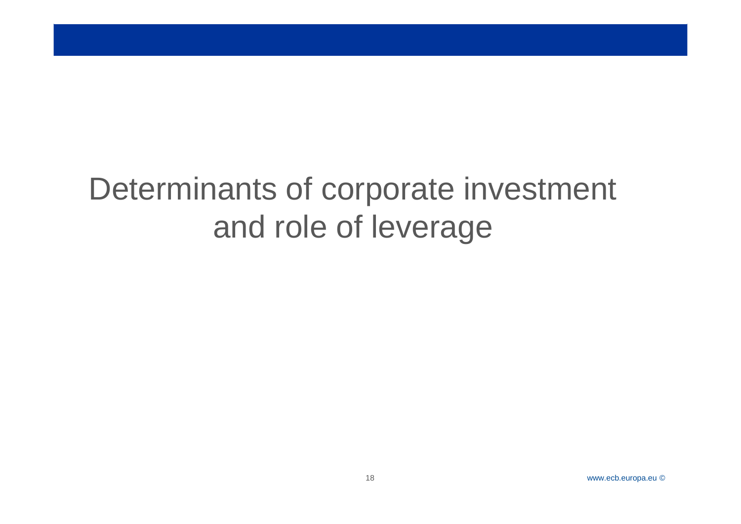# Determinants of corporate investment and role of leverage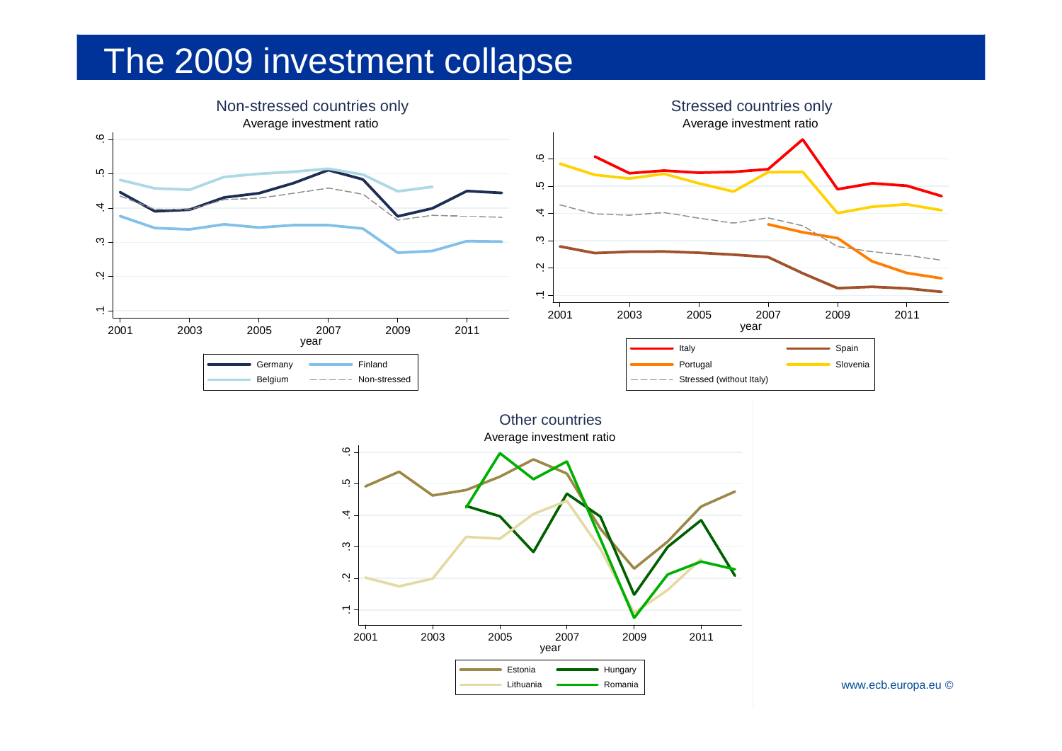# The 2009 investment collapse

Non-stressed countries only
Average investment ratio

Germany, Finland, Belgium, Non-stressed

Stressed countries only
Average investment ratio

Italy, Spain, Portugal, Slovenia, Stressed (without Italy)

Other countries
Average investment ratio

Estonia, Hungary, Lithuania, Romania

www.ecb.europa.eu ©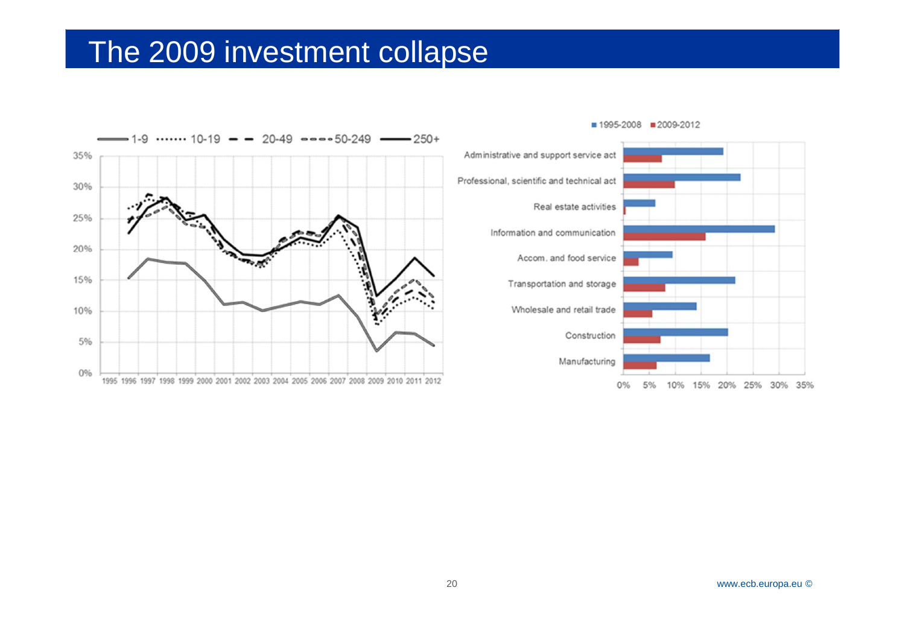# The 2009 investment collapse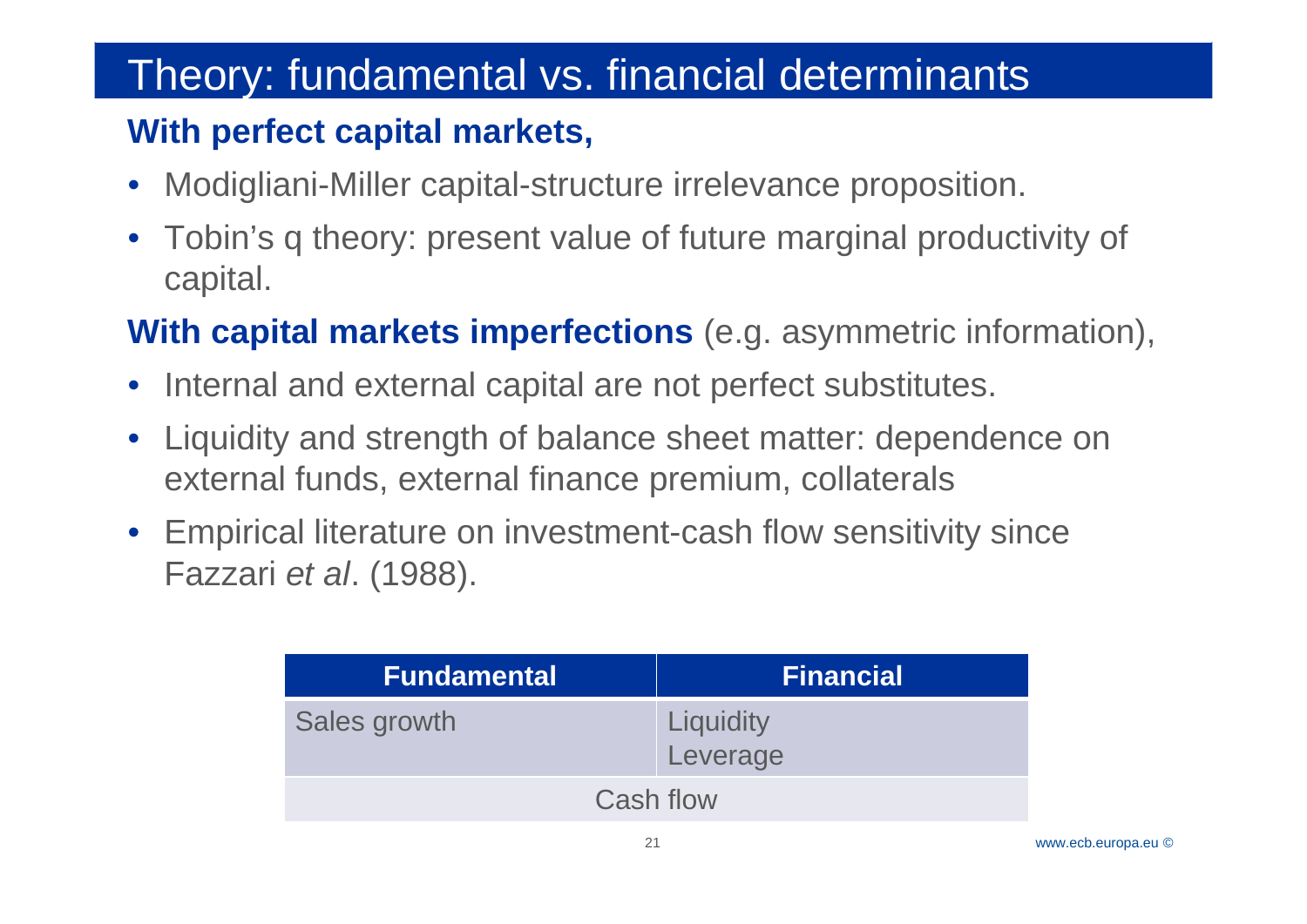# Theory: fundamental vs. financial determinants

**With perfect capital markets,**

- Modigliani-Miller capital-structure irrelevance proposition.
- Tobin's q theory: present value of future marginal productivity of capital.

**With capital markets imperfections** (e.g. asymmetric information),

- Internal and external capital are not perfect substitutes.
- Liquidity and strength of balance sheet matter: dependence on external funds, external finance premium, collaterals
- Empirical literature on investment-cash flow sensitivity since Fazzari *et al*. (1988).

| Fundamental | Financial |
|---|---|
| Sales growth | Liquidity<br>Leverage |
| Cash flow | |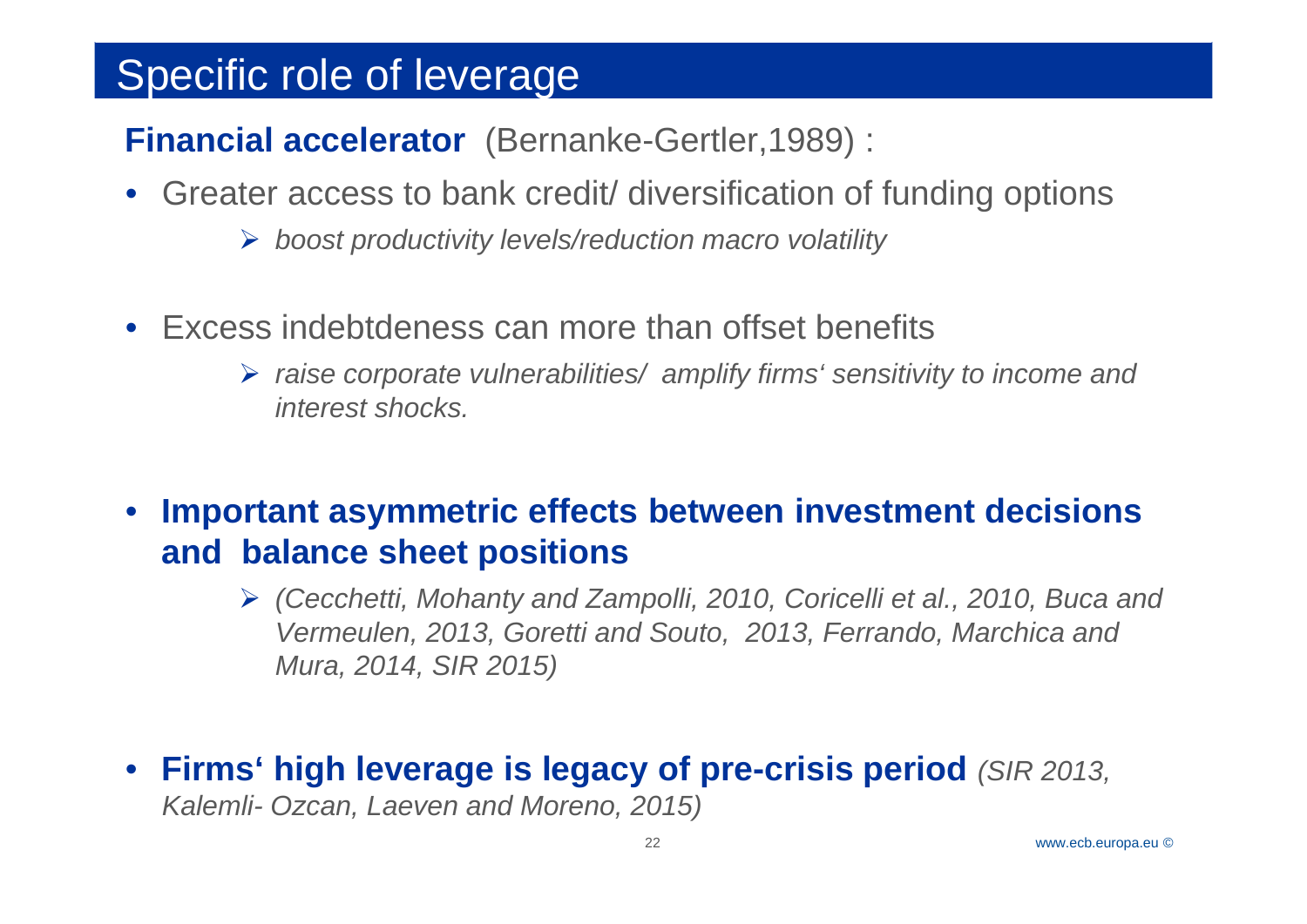# Specific role of leverage

**Financial accelerator** (Bernanke-Gertler,1989) :

- Greater access to bank credit/ diversification of funding options
  - *boost productivity levels/reduction macro volatility*

- Excess indebtdeness can more than offset benefits
  - *raise corporate vulnerabilities/ amplify firms' sensitivity to income and interest shocks.*

- **Important asymmetric effects between investment decisions and balance sheet positions**
  - *(Cecchetti, Mohanty and Zampolli, 2010, Coricelli et al., 2010, Buca and Vermeulen, 2013, Goretti and Souto, 2013, Ferrando, Marchica and Mura, 2014, SIR 2015)*

- **Firms' high leverage is legacy of pre-crisis period** *(SIR 2013, Kalemli- Ozcan, Laeven and Moreno, 2015)*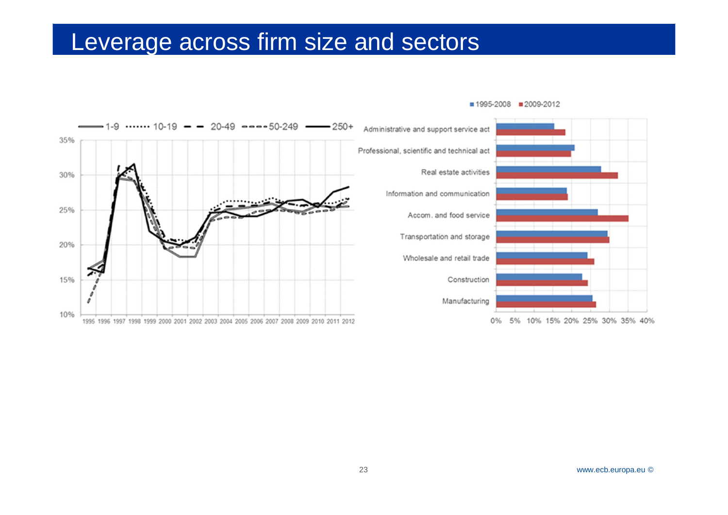# Leverage across firm size and sectors

1-9 ······· 10-19 — — 20-49 - - - - 50-249 —— 250+

35%

30%

25%

20%

15%

10%

1995 1996 1997 1998 1999 2000 2001 2002 2003 2004 2005 2006 2007 2008 2009 2010 2011 2012

■ 1995-2008 ■ 2009-2012

Administrative and support service act

Professional, scientific and technical act

Real estate activities

Information and communication

Accom. and food service

Transportation and storage

Wholesale and retail trade

Construction

Manufacturing

0% 5% 10% 15% 20% 25% 30% 35% 40%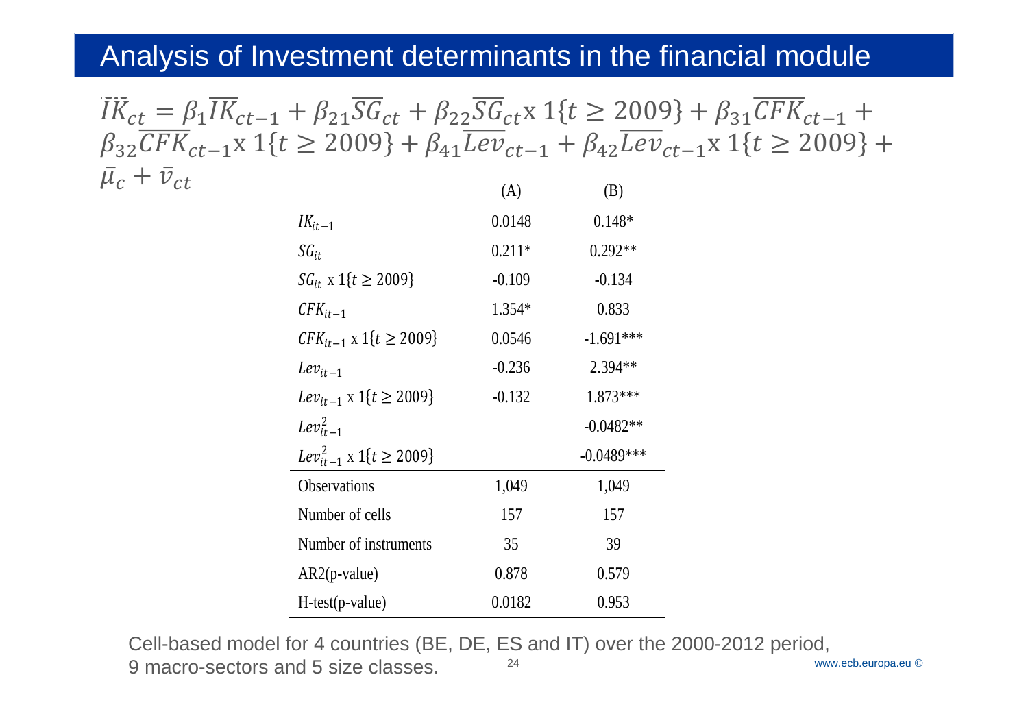# Analysis of Investment determinants in the financial module

$$\overline{IK}_{ct} = \beta_1 \overline{IK}_{ct-1} + \beta_{21} \overline{SG}_{ct} + \beta_{22} \overline{SG}_{ct} \text{x } 1\{t \geq 2009\} + \beta_{31} \overline{CFK}_{ct-1} + \beta_{32} \overline{CFK}_{ct-1} \text{x } 1\{t \geq 2009\} + \beta_{41} \overline{Lev}_{ct-1} + \beta_{42} \overline{Lev}_{ct-1} \text{x } 1\{t \geq 2009\} + \bar{\mu}_c + \bar{v}_{ct}$$

| | (A) | (B) |
|---|---|---|
| $IK_{it-1}$ | 0.0148 | 0.148* |
| $SG_{it}$ | 0.211* | 0.292** |
| $SG_{it}$ x $1\{t \geq 2009\}$ | -0.109 | -0.134 |
| $CFK_{it-1}$ | 1.354* | 0.833 |
| $CFK_{it-1}$ x $1\{t \geq 2009\}$ | 0.0546 | -1.691*** |
| $Lev_{it-1}$ | -0.236 | 2.394** |
| $Lev_{it-1}$ x $1\{t \geq 2009\}$ | -0.132 | 1.873*** |
| $Lev_{it-1}^2$ | | -0.0482** |
| $Lev_{it-1}^2$ x $1\{t \geq 2009\}$ | | -0.0489*** |
| Observations | 1,049 | 1,049 |
| Number of cells | 157 | 157 |
| Number of instruments | 35 | 39 |
| AR2(p-value) | 0.878 | 0.579 |
| H-test(p-value) | 0.0182 | 0.953 |

Cell-based model for 4 countries (BE, DE, ES and IT) over the 2000-2012 period, 9 macro-sectors and 5 size classes.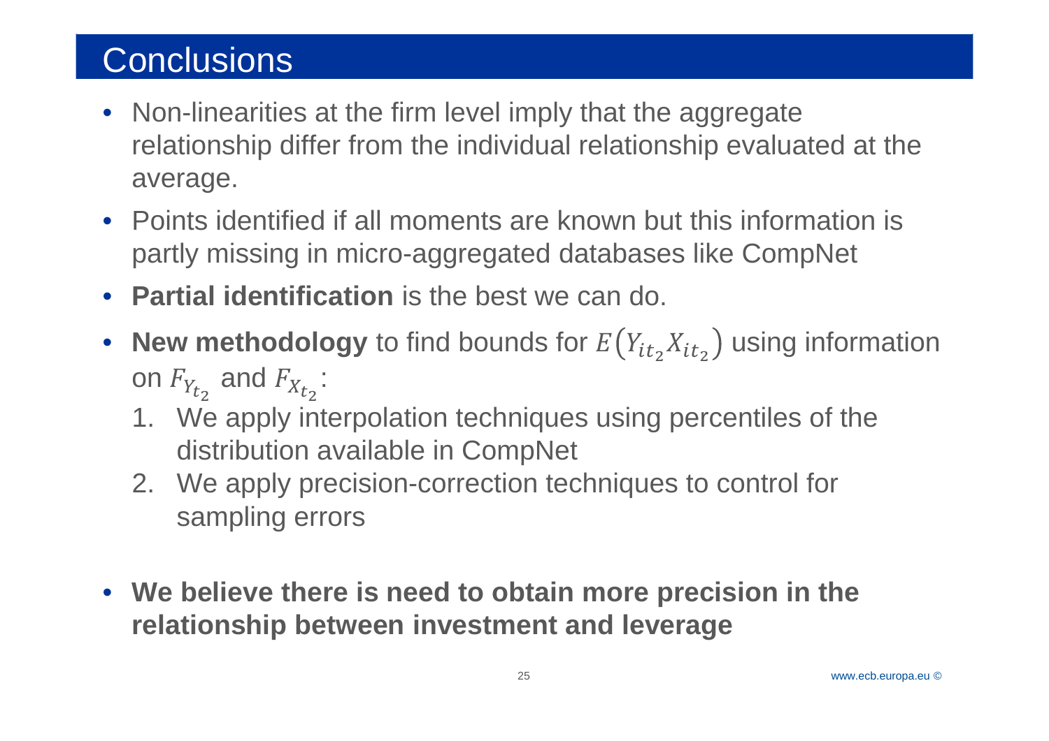# Conclusions

- Non-linearities at the firm level imply that the aggregate relationship differ from the individual relationship evaluated at the average.
- Points identified if all moments are known but this information is partly missing in micro-aggregated databases like CompNet
- **Partial identification** is the best we can do.
- **New methodology** to find bounds for $E\left(Y_{it_2}X_{it_2}\right)$ using information on $F_{Y_{t_2}}$ and $F_{X_{t_2}}$:
  1. We apply interpolation techniques using percentiles of the distribution available in CompNet
  2. We apply precision-correction techniques to control for sampling errors
- **We believe there is need to obtain more precision in the relationship between investment and leverage**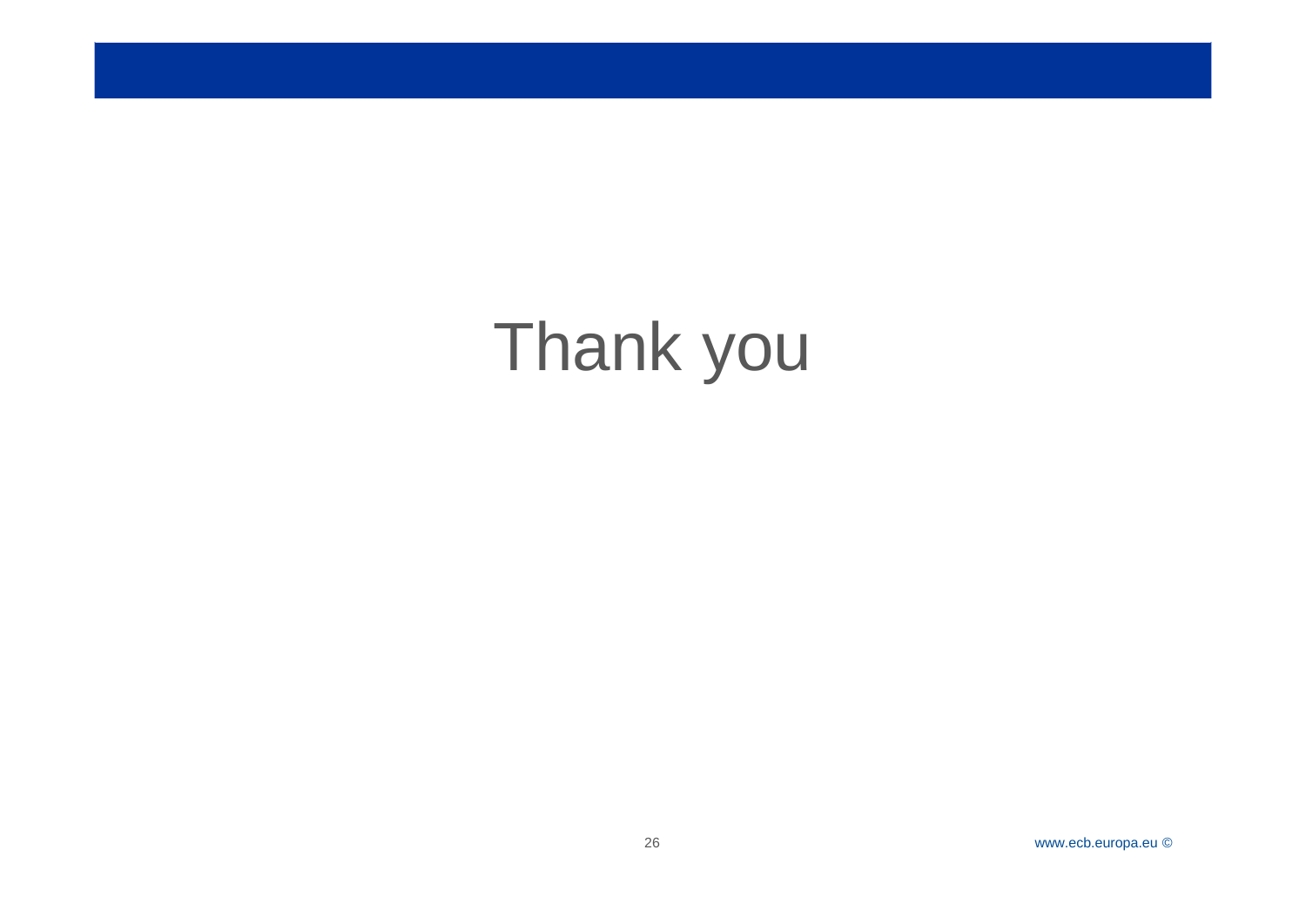# Thank you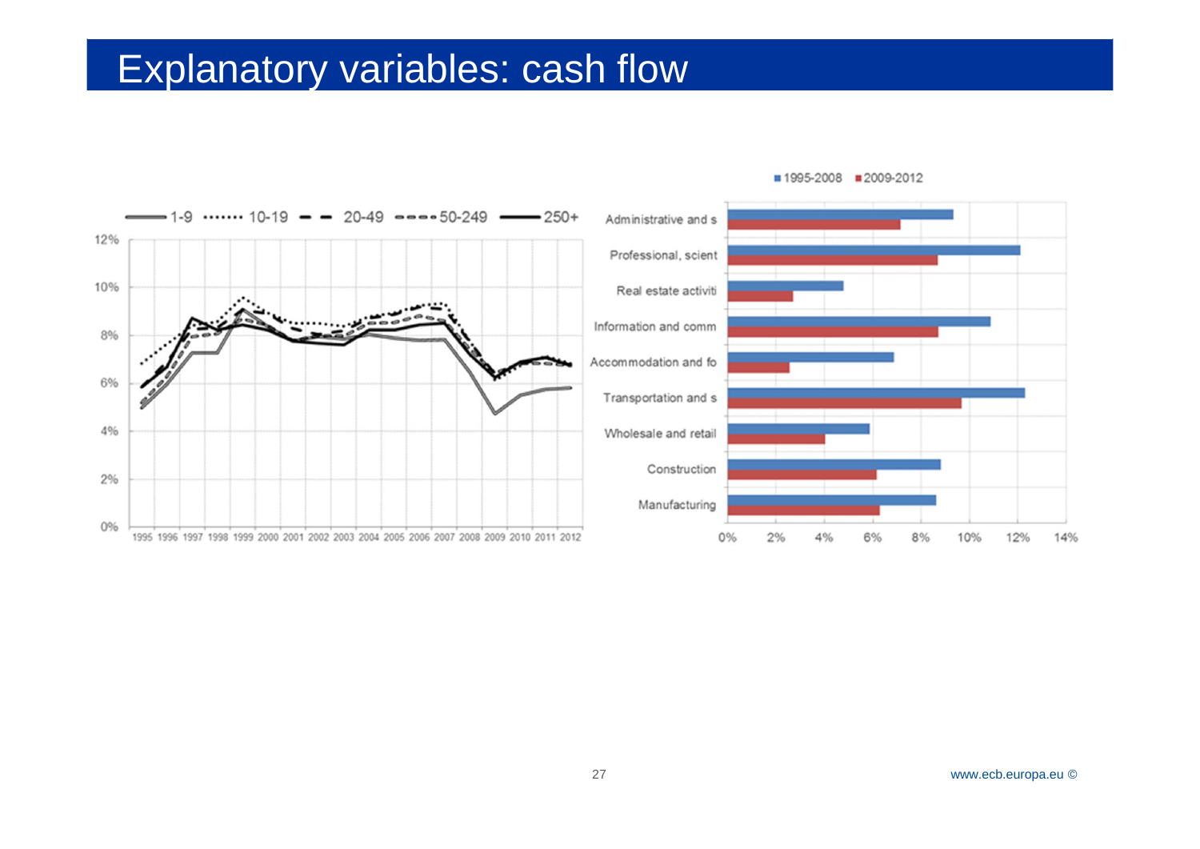# Explanatory variables: cash flow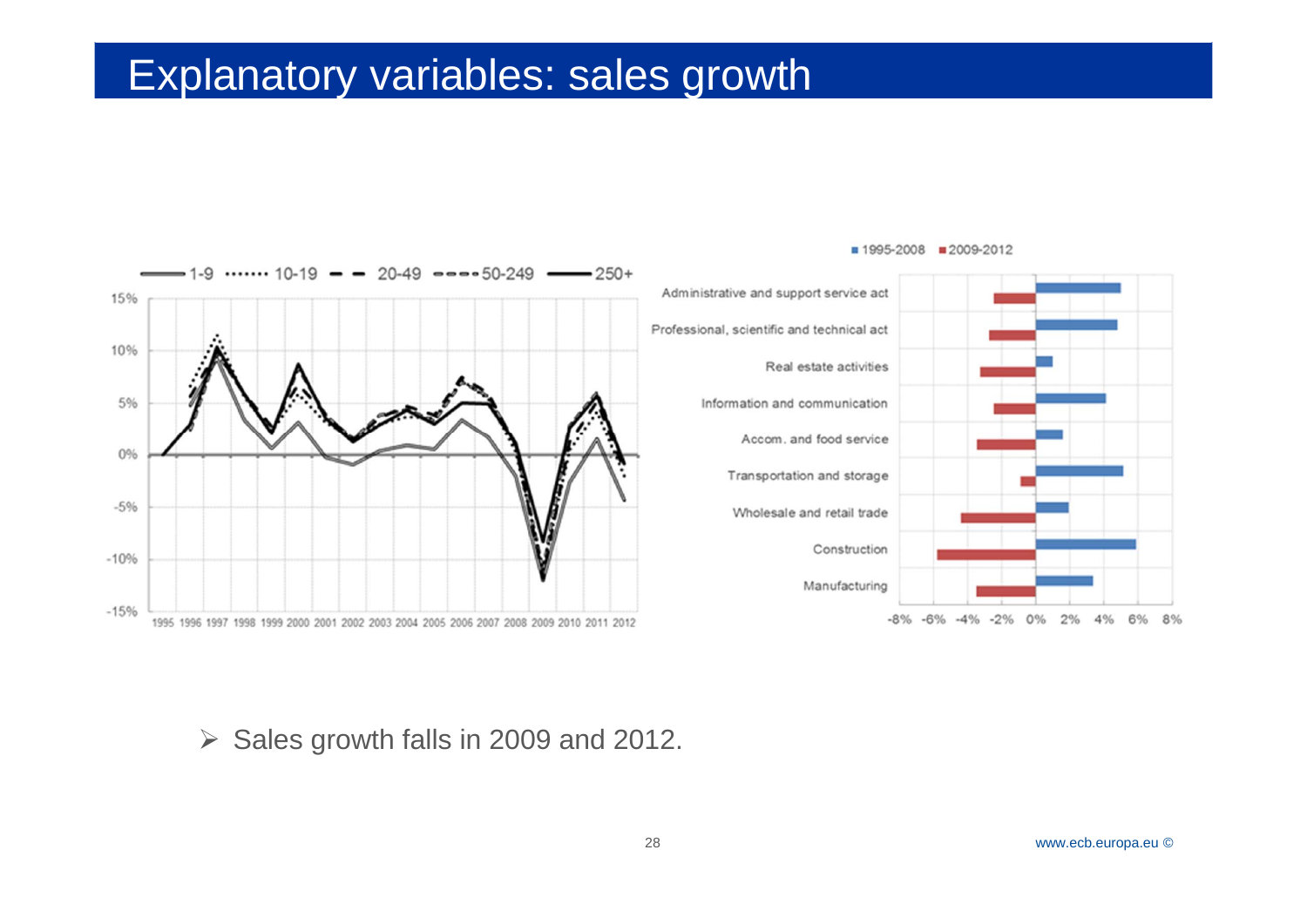# Explanatory variables: sales growth

- Sales growth falls in 2009 and 2012.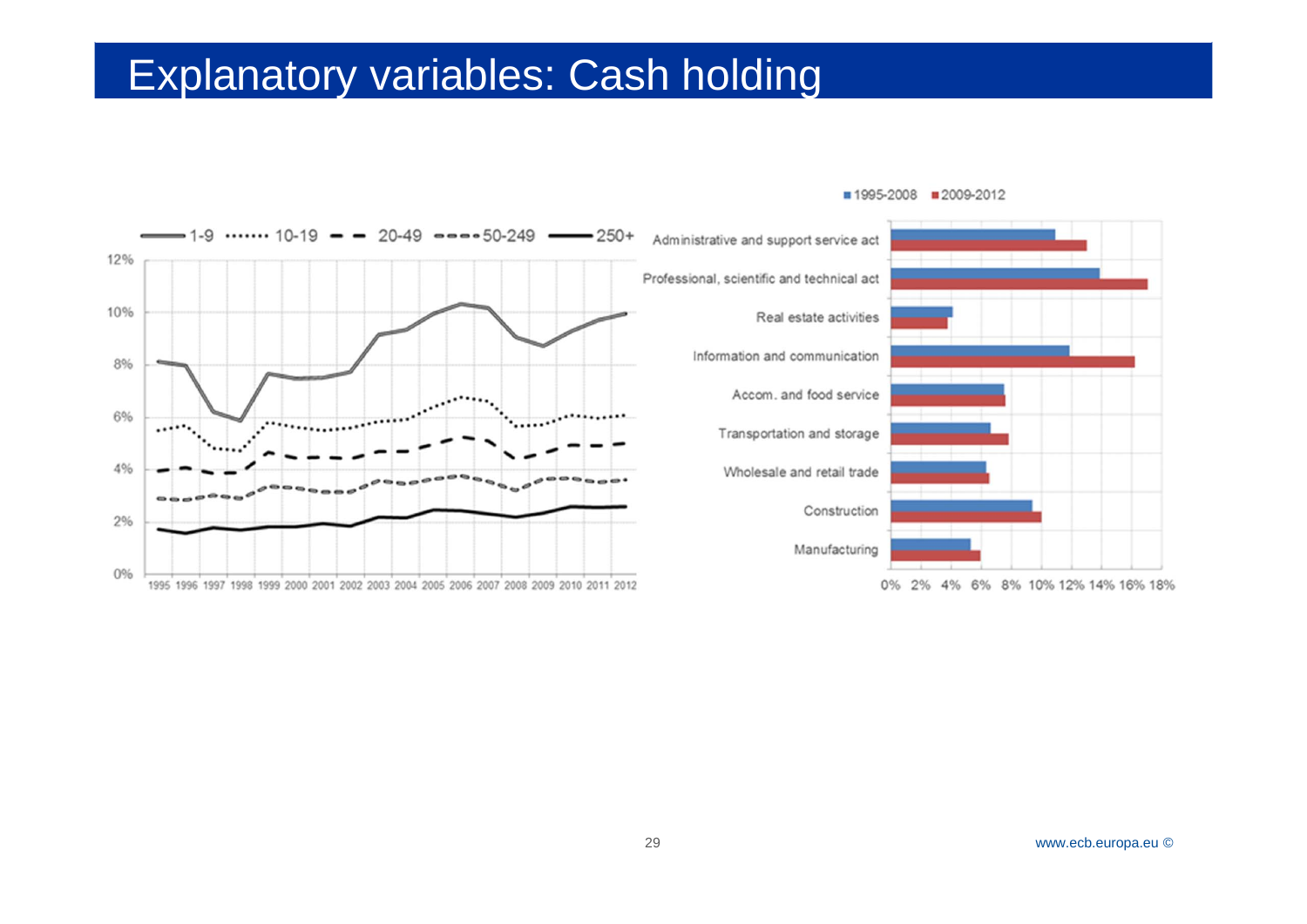# Explanatory variables: Cash holding

1-9 10-19 20-49 50-249 250+

12%
10%
8%
6%
4%
2%
0%

1995 1996 1997 1998 1999 2000 2001 2002 2003 2004 2005 2006 2007 2008 2009 2010 2011 2012

1995-2008 2009-2012

Administrative and support service act
Professional, scientific and technical act
Real estate activities
Information and communication
Accom. and food service
Transportation and storage
Wholesale and retail trade
Construction
Manufacturing

0% 2% 4% 6% 8% 10% 12% 14% 16% 18%

www.ecb.europa.eu ©